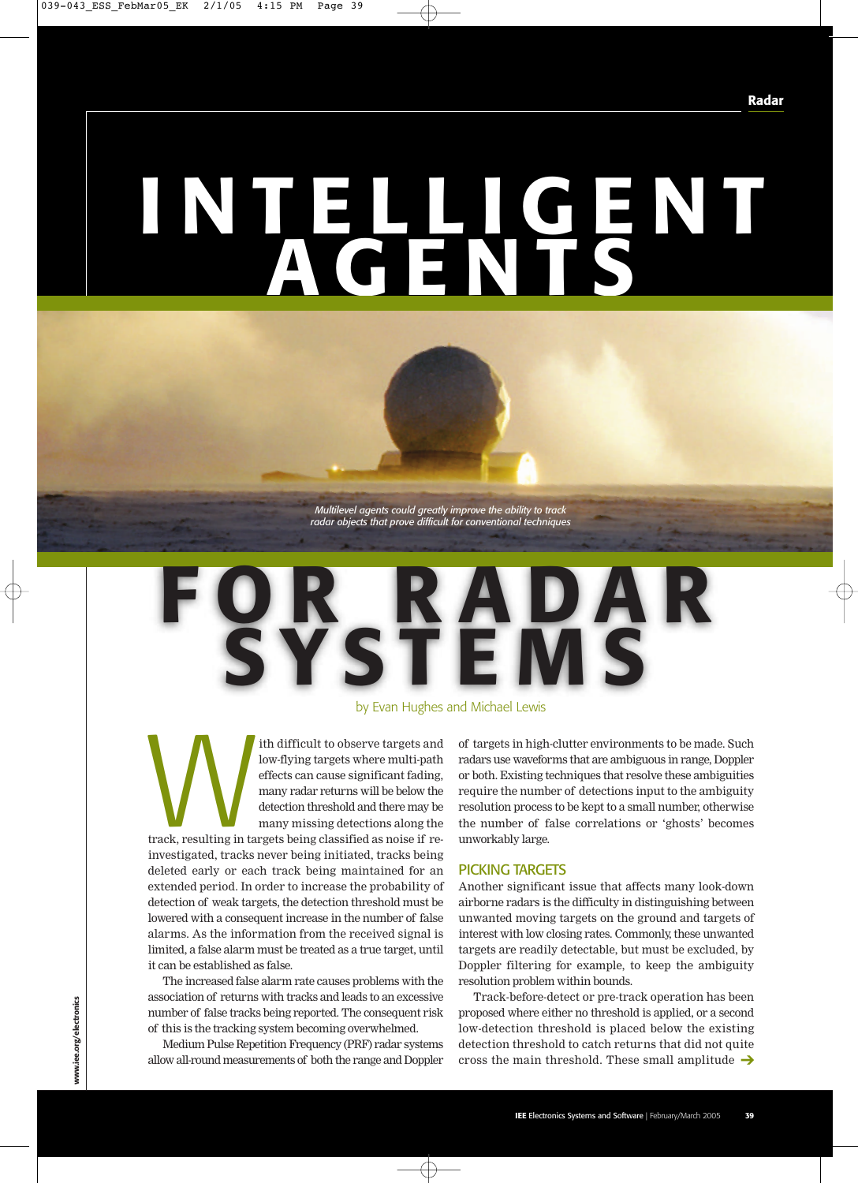# INTELLIGENT AGENTS FOR RADAR SYSTEMS

*Multilevel agents could greatly improve the ability to track radar objects that prove difficult for conventional techniques*

by Evan Hughes and Michael Lewis

With difficult to observe targets and low-flying targets where multi-path effects can cause significant fading, many radar returns will be below the detection threshold and there may be many missing detections along the track, resulting in targets being classified as noise if re-investigated, tracks never being initiated, tracks being deleted early or each track being maintained for an extended period. In order to increase the probability of detection of weak targets, the detection threshold must be lowered with a consequent increase in the number of false alarms. As the information from the received signal is limited, a false alarm must be treated as a true target, until it can be established as false.

The increased false alarm rate causes problems with the association of returns with tracks and leads to an excessive number of false tracks being reported. The consequent risk of this is the tracking system becoming overwhelmed.

Medium Pulse Repetition Frequency (PRF) radar systems allow all-round measurements of both the range and Doppler of targets in high-clutter environments to be made. Such radars use waveforms that are ambiguous in range, Doppler or both. Existing techniques that resolve these ambiguities require the number of detections input to the ambiguity resolution process to be kept to a small number, otherwise the number of false correlations or 'ghosts' becomes unworkably large.

## PICKING TARGETS

Another significant issue that affects many look-down airborne radars is the difficulty in distinguishing between unwanted moving targets on the ground and targets of interest with low closing rates. Commonly, these unwanted targets are readily detectable, but must be excluded, by Doppler filtering for example, to keep the ambiguity resolution problem within bounds.

Track-before-detect or pre-track operation has been proposed where either no threshold is applied, or a second low-detection threshold is placed below the existing detection threshold to catch returns that did not quite cross the main threshold. These small amplitude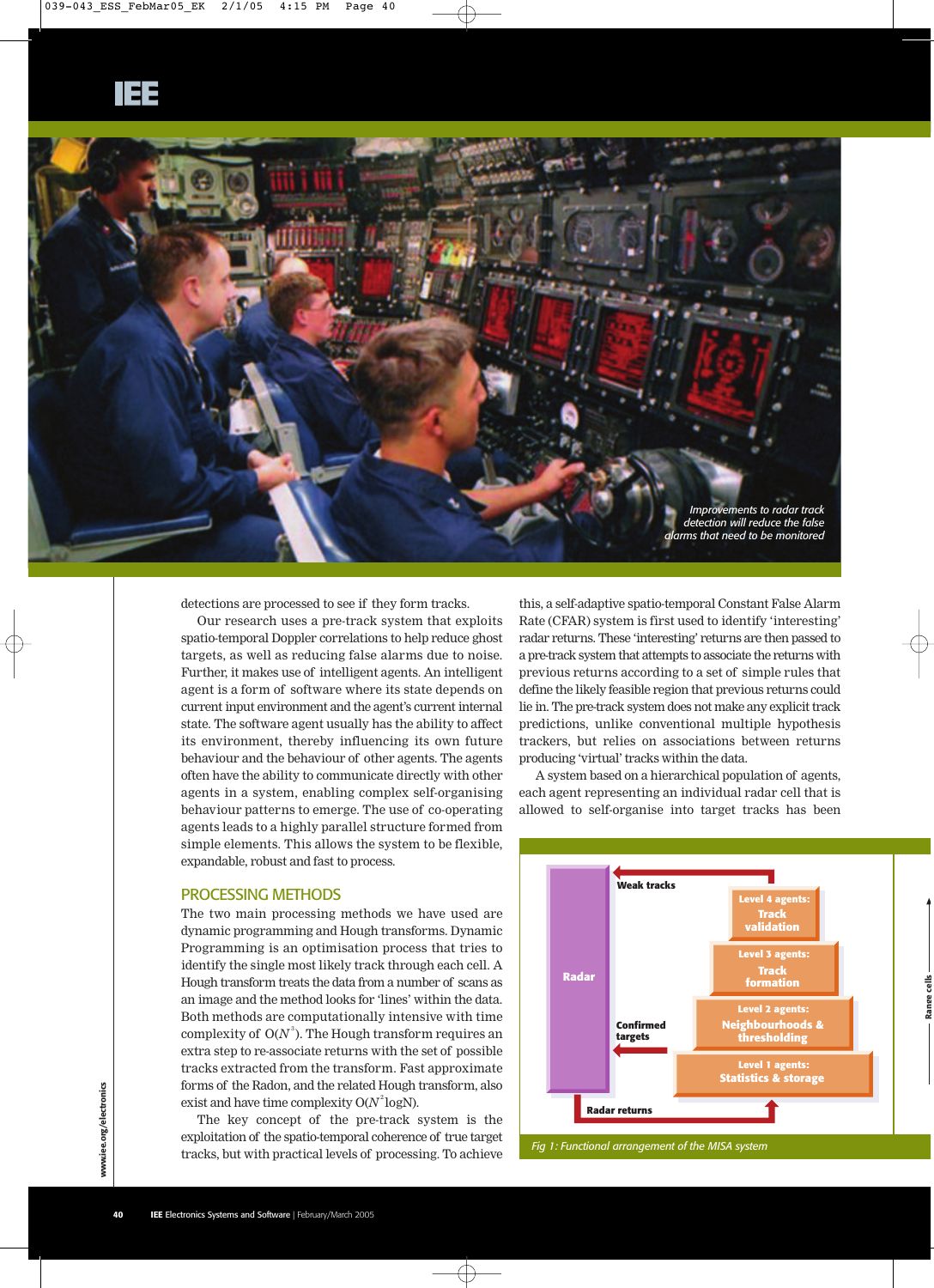*Improvements to radar track detection will reduce the false alarms that need to be monitored*

detections are processed to see if they form tracks.

Our research uses a pre-track system that exploits spatio-temporal Doppler correlations to help reduce ghost targets, as well as reducing false alarms due to noise. Further, it makes use of intelligent agents. An intelligent agent is a form of software where its state depends on current input environment and the agent's current internal state. The software agent usually has the ability to affect its environment, thereby influencing its own future behaviour and the behaviour of other agents. The agents often have the ability to communicate directly with other agents in a system, enabling complex self-organising behaviour patterns to emerge. The use of co-operating agents leads to a highly parallel structure formed from simple elements. This allows the system to be flexible, expandable, robust and fast to process.

## PROCESSING METHODS

The two main processing methods we have used are dynamic programming and Hough transforms. Dynamic Programming is an optimisation process that tries to identify the single most likely track through each cell. A Hough transform treats the data from a number of scans as an image and the method looks for 'lines' within the data. Both methods are computationally intensive with time complexity of $O(N^3)$. The Hough transform requires an extra step to re-associate returns with the set of possible tracks extracted from the transform. Fast approximate forms of the Radon, and the related Hough transform, also exist and have time complexity $O(N^2 \log N)$.

The key concept of the pre-track system is the exploitation of the spatio-temporal coherence of true target tracks, but with practical levels of processing. To achieve this, a self-adaptive spatio-temporal Constant False Alarm Rate (CFAR) system is first used to identify 'interesting' radar returns. These 'interesting' returns are then passed to a pre-track system that attempts to associate the returns with previous returns according to a set of simple rules that define the likely feasible region that previous returns could lie in. The pre-track system does not make any explicit track predictions, unlike conventional multiple hypothesis trackers, but relies on associations between returns producing 'virtual' tracks within the data.

A system based on a hierarchical population of agents, each agent representing an individual radar cell that is allowed to self-organise into target tracks has been

Radar | Weak tracks | Level 4 agents: Track validation | Level 3 agents: Track formation | Level 2 agents: Neighbourhoods & thresholding | Level 1 agents: Statistics & storage | Confirmed targets | Radar returns | Range cells

*Fig 1: Functional arrangement of the MISA system*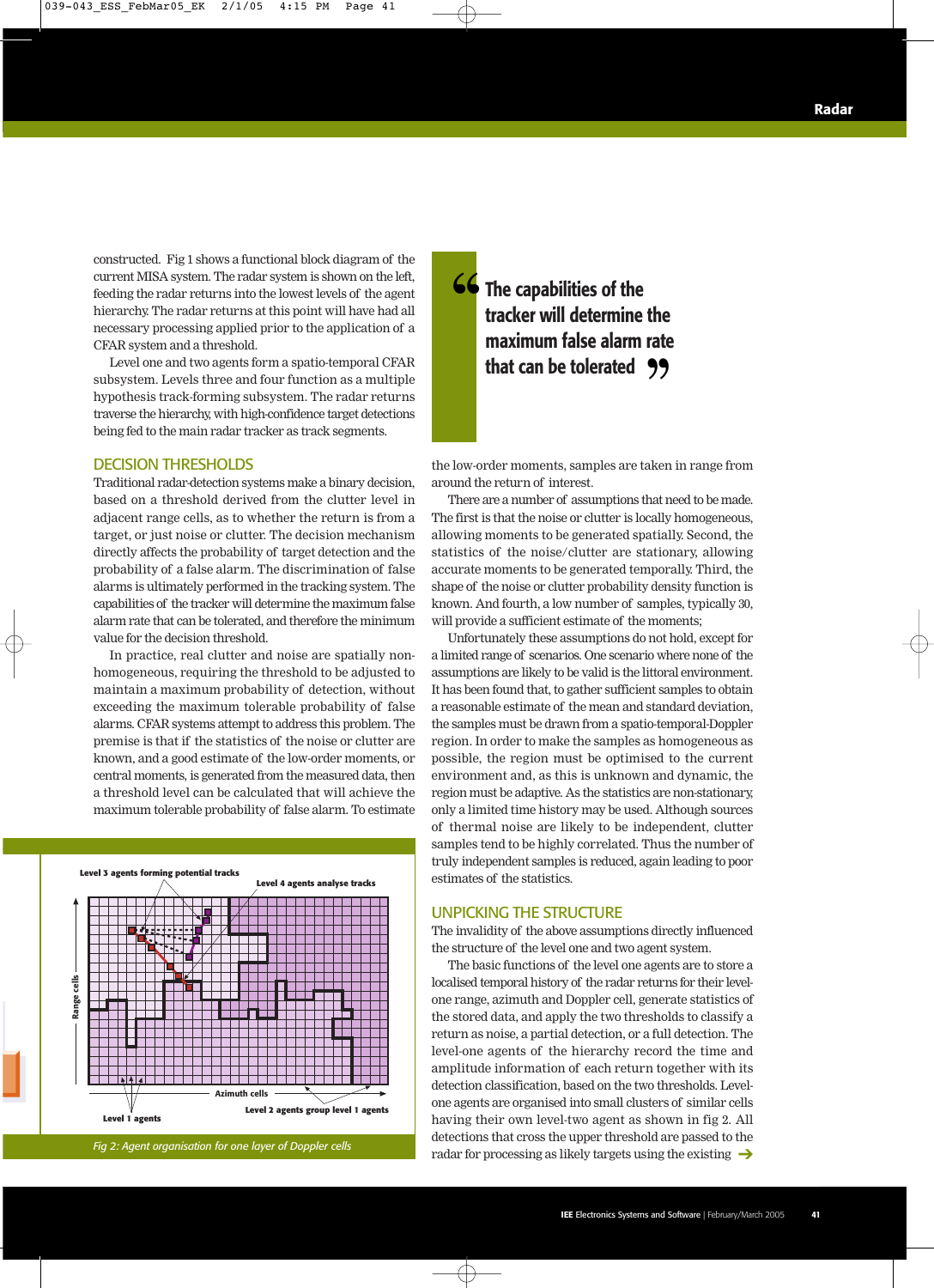constructed. Fig 1 shows a functional block diagram of the current MISA system. The radar system is shown on the left, feeding the radar returns into the lowest levels of the agent hierarchy. The radar returns at this point will have had all necessary processing applied prior to the application of a CFAR system and a threshold.

Level one and two agents form a spatio-temporal CFAR subsystem. Levels three and four function as a multiple hypothesis track-forming subsystem. The radar returns traverse the hierarchy, with high-confidence target detections being fed to the main radar tracker as track segments.

## DECISION THRESHOLDS

Traditional radar-detection systems make a binary decision, based on a threshold derived from the clutter level in adjacent range cells, as to whether the return is from a target, or just noise or clutter. The decision mechanism directly affects the probability of target detection and the probability of a false alarm. The discrimination of false alarms is ultimately performed in the tracking system. The capabilities of the tracker will determine the maximum false alarm rate that can be tolerated, and therefore the minimum value for the decision threshold.

In practice, real clutter and noise are spatially non-homogeneous, requiring the threshold to be adjusted to maintain a maximum probability of detection, without exceeding the maximum tolerable probability of false alarms. CFAR systems attempt to address this problem. The premise is that if the statistics of the noise or clutter are known, and a good estimate of the low-order moments, or central moments, is generated from the measured data, then a threshold level can be calculated that will achieve the maximum tolerable probability of false alarm. To estimate the low-order moments, samples are taken in range from around the return of interest.

> “The capabilities of the tracker will determine the maximum false alarm rate that can be tolerated”

There are a number of assumptions that need to be made. The first is that the noise or clutter is locally homogeneous, allowing moments to be generated spatially. Second, the statistics of the noise/clutter are stationary, allowing accurate moments to be generated temporally. Third, the shape of the noise or clutter probability density function is known. And fourth, a low number of samples, typically 30, will provide a sufficient estimate of the moments;

Unfortunately these assumptions do not hold, except for a limited range of scenarios. One scenario where none of the assumptions are likely to be valid is the littoral environment. It has been found that, to gather sufficient samples to obtain a reasonable estimate of the mean and standard deviation, the samples must be drawn from a spatio-temporal-Doppler region. In order to make the samples as homogeneous as possible, the region must be optimised to the current environment and, as this is unknown and dynamic, the region must be adaptive. As the statistics are non-stationary, only a limited time history may be used. Although sources of thermal noise are likely to be independent, clutter samples tend to be highly correlated. Thus the number of truly independent samples is reduced, again leading to poor estimates of the statistics.

Level 3 agents forming potential tracks

Level 4 agents analyse tracks

Range cells

Azimuth cells

Level 1 agents

Level 2 agents group level 1 agents

*Fig 2: Agent organisation for one layer of Doppler cells*

## UNPICKING THE STRUCTURE

The invalidity of the above assumptions directly influenced the structure of the level one and two agent system.

The basic functions of the level one agents are to store a localised temporal history of the radar returns for their level-one range, azimuth and Doppler cell, generate statistics of the stored data, and apply the two thresholds to classify a return as noise, a partial detection, or a full detection. The level-one agents of the hierarchy record the time and amplitude information of each return together with its detection classification, based on the two thresholds. Level-one agents are organised into small clusters of similar cells having their own level-two agent as shown in fig 2. All detections that cross the upper threshold are passed to the radar for processing as likely targets using the existing →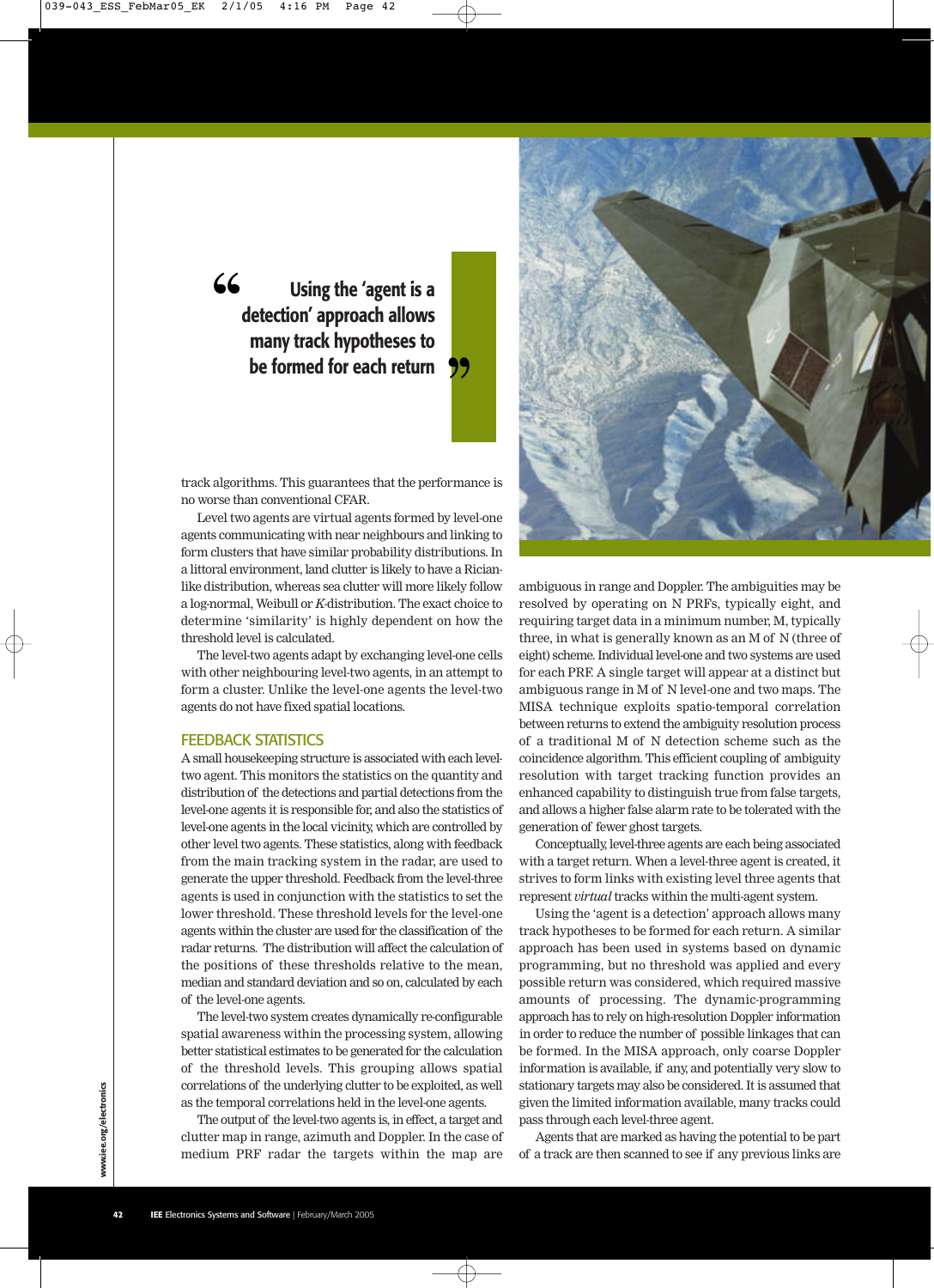> Using the 'agent is a detection' approach allows many track hypotheses to be formed for each return

track algorithms. This guarantees that the performance is no worse than conventional CFAR.

Level two agents are virtual agents formed by level-one agents communicating with near neighbours and linking to form clusters that have similar probability distributions. In a littoral environment, land clutter is likely to have a Rician-like distribution, whereas sea clutter will more likely follow a log-normal, Weibull or *K*-distribution. The exact choice to determine 'similarity' is highly dependent on how the threshold level is calculated.

The level-two agents adapt by exchanging level-one cells with other neighbouring level-two agents, in an attempt to form a cluster. Unlike the level-one agents the level-two agents do not have fixed spatial locations.

## FEEDBACK STATISTICS

A small housekeeping structure is associated with each level-two agent. This monitors the statistics on the quantity and distribution of the detections and partial detections from the level-one agents it is responsible for, and also the statistics of level-one agents in the local vicinity, which are controlled by other level two agents. These statistics, along with feedback from the main tracking system in the radar, are used to generate the upper threshold. Feedback from the level-three agents is used in conjunction with the statistics to set the lower threshold. These threshold levels for the level-one agents within the cluster are used for the classification of the radar returns. The distribution will affect the calculation of the positions of these thresholds relative to the mean, median and standard deviation and so on, calculated by each of the level-one agents.

The level-two system creates dynamically re-configurable spatial awareness within the processing system, allowing better statistical estimates to be generated for the calculation of the threshold levels. This grouping allows spatial correlations of the underlying clutter to be exploited, as well as the temporal correlations held in the level-one agents.

The output of the level-two agents is, in effect, a target and clutter map in range, azimuth and Doppler. In the case of medium PRF radar the targets within the map are ambiguous in range and Doppler. The ambiguities may be resolved by operating on N PRFs, typically eight, and requiring target data in a minimum number, M, typically three, in what is generally known as an M of N (three of eight) scheme. Individual level-one and two systems are used for each PRF. A single target will appear at a distinct but ambiguous range in M of N level-one and two maps. The MISA technique exploits spatio-temporal correlation between returns to extend the ambiguity resolution process of a traditional M of N detection scheme such as the coincidence algorithm. This efficient coupling of ambiguity resolution with target tracking function provides an enhanced capability to distinguish true from false targets, and allows a higher false alarm rate to be tolerated with the generation of fewer ghost targets.

Conceptually, level-three agents are each being associated with a target return. When a level-three agent is created, it strives to form links with existing level three agents that represent *virtual* tracks within the multi-agent system.

Using the 'agent is a detection' approach allows many track hypotheses to be formed for each return. A similar approach has been used in systems based on dynamic programming, but no threshold was applied and every possible return was considered, which required massive amounts of processing. The dynamic-programming approach has to rely on high-resolution Doppler information in order to reduce the number of possible linkages that can be formed. In the MISA approach, only coarse Doppler information is available, if any, and potentially very slow to stationary targets may also be considered. It is assumed that given the limited information available, many tracks could pass through each level-three agent.

Agents that are marked as having the potential to be part of a track are then scanned to see if any previous links are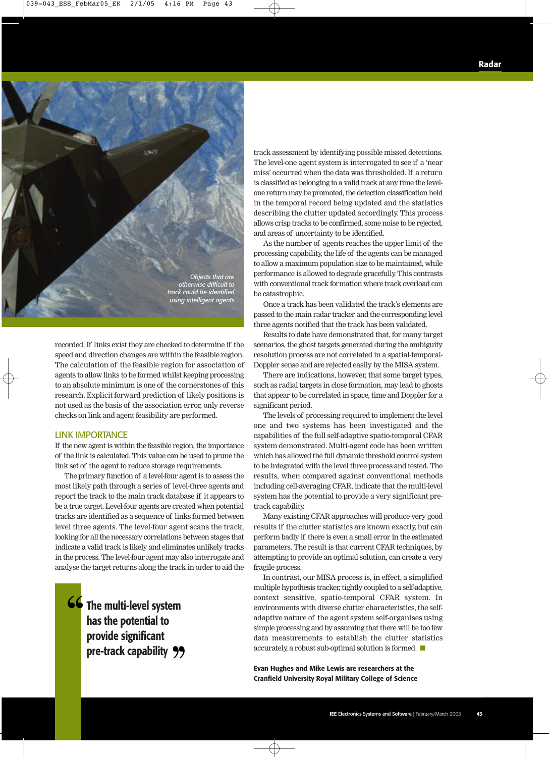Objects that are otherwise difficult to track could be identified using intelligent agents

recorded. If links exist they are checked to determine if the speed and direction changes are within the feasible region. The calculation of the feasible region for association of agents to allow links to be formed whilst keeping processing to an absolute minimum is one of the cornerstones of this research. Explicit forward prediction of likely positions is not used as the basis of the association error, only reverse checks on link and agent feasibility are performed.

## LINK IMPORTANCE

If the new agent is within the feasible region, the importance of the link is calculated. This value can be used to prune the link set of the agent to reduce storage requirements.

The primary function of a level-four agent is to assess the most likely path through a series of level-three agents and report the track to the main track database if it appears to be a true target. Level-four agents are created when potential tracks are identified as a sequence of links formed between level three agents. The level-four agent scans the track, looking for all the necessary correlations between stages that indicate a valid track is likely and eliminates unlikely tracks in the process. The level-four agent may also interrogate and analyse the target returns along the track in order to aid the track assessment by identifying possible missed detections. The level-one agent system is interrogated to see if a 'near miss' occurred when the data was thresholded. If a return is classified as belonging to a valid track at any time the level-one return may be promoted, the detection classification held in the temporal record being updated and the statistics describing the clutter updated accordingly. This process allows crisp tracks to be confirmed, some noise to be rejected, and areas of uncertainty to be identified.

> **"The multi-level system has the potential to provide significant pre-track capability"**

As the number of agents reaches the upper limit of the processing capability, the life of the agents can be managed to allow a maximum population size to be maintained, while performance is allowed to degrade gracefully. This contrasts with conventional track formation where track overload can be catastrophic.

Once a track has been validated the track's elements are passed to the main radar tracker and the corresponding level three agents notified that the track has been validated.

Results to date have demonstrated that, for many target scenarios, the ghost targets generated during the ambiguity resolution process are not correlated in a spatial-temporal-Doppler sense and are rejected easily by the MISA system.

There are indications, however, that some target types, such as radial targets in close formation, may lead to ghosts that appear to be correlated in space, time and Doppler for a significant period.

The levels of processing required to implement the level one and two systems has been investigated and the capabilities of the full self-adaptive spatio-temporal CFAR system demonstrated. Multi-agent code has been written which has allowed the full dynamic threshold control system to be integrated with the level three process and tested. The results, when compared against conventional methods including cell-averaging CFAR, indicate that the multi-level system has the potential to provide a very significant pre-track capability.

Many existing CFAR approaches will produce very good results if the clutter statistics are known exactly, but can perform badly if there is even a small error in the estimated parameters. The result is that current CFAR techniques, by attempting to provide an optimal solution, can create a very fragile process.

In contrast, our MISA process is, in effect, a simplified multiple hypothesis tracker, tightly coupled to a self-adaptive, context sensitive, spatio-temporal CFAR system. In environments with diverse clutter characteristics, the self-adaptive nature of the agent system self-organises using simple processing and by assuming that there will be too few data measurements to establish the clutter statistics accurately, a robust sub-optimal solution is formed. ■

**Evan Hughes and Mike Lewis are researchers at the Cranfield University Royal Military College of Science**